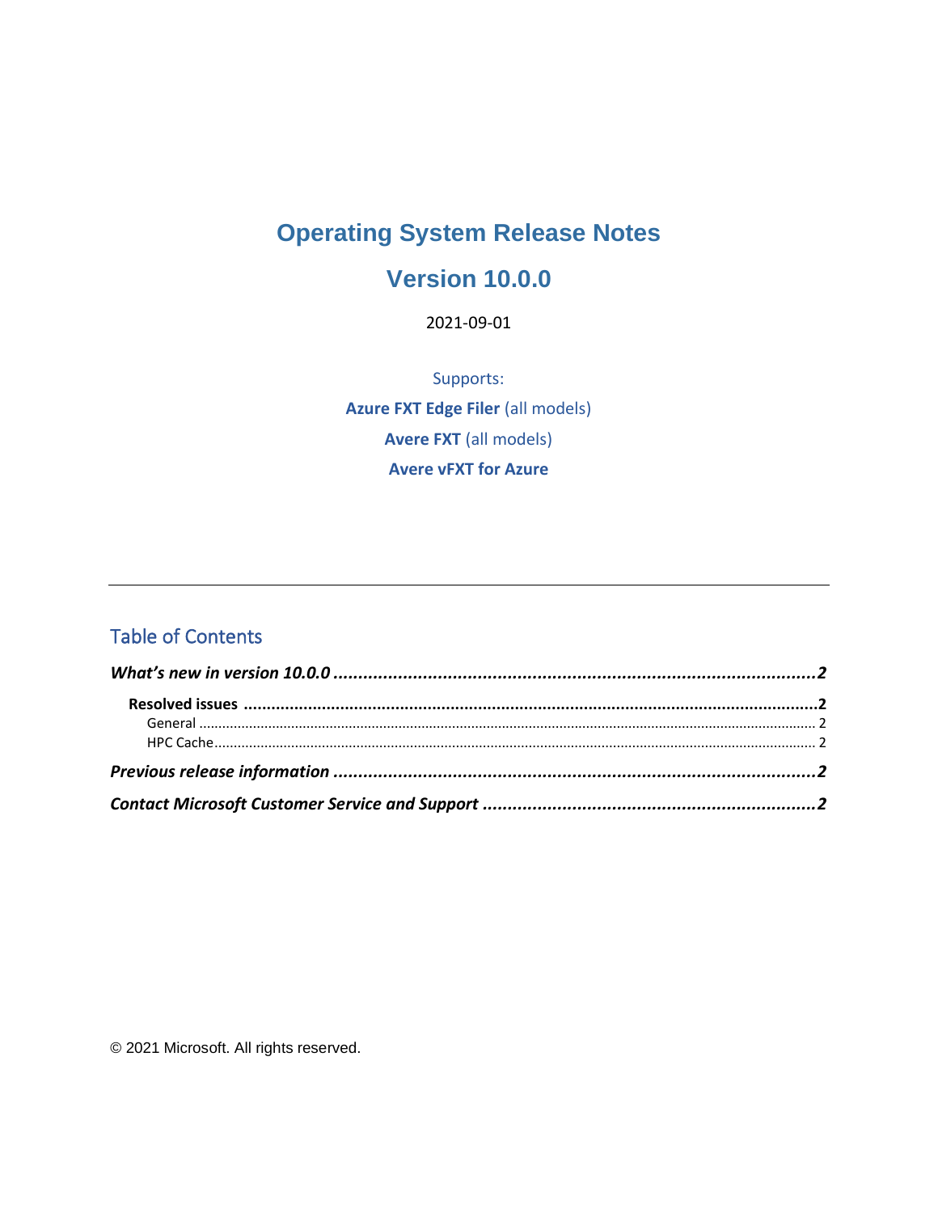# Operating System Release Notes

## Version 10.0.0

2021-09-01

Supports:

**Azure FXT Edge Filer** (all models)

**Avere FXT** (all models)

**Avere vFXT for Azure**

---

## Table of Contents

***What's new in version 10.0.0*** ........................................ **2**

- **Resolved issues** ........................................ **2**
  - General ........................................ 2
  - HPC Cache ........................................ 2

***Previous release information*** ........................................ **2**

***Contact Microsoft Customer Service and Support*** ........................................ **2**

© 2021 Microsoft. All rights reserved.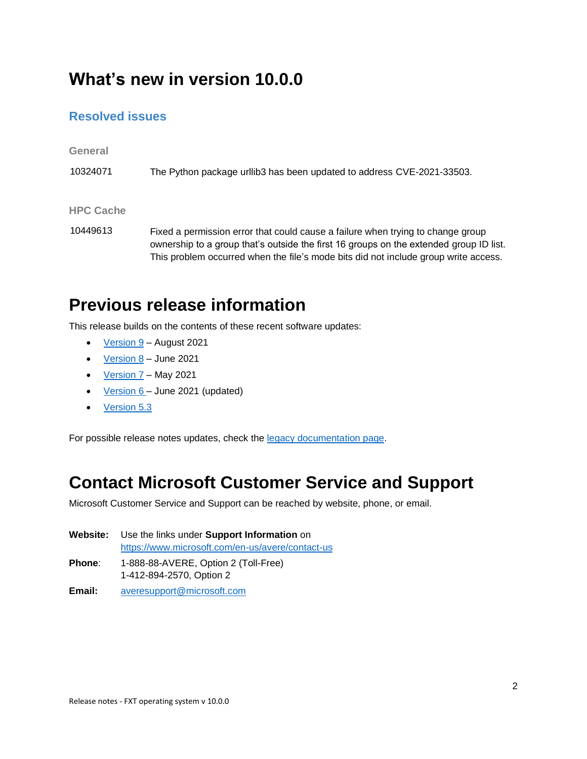# What's new in version 10.0.0

## Resolved issues

### General

| | |
|---|---|
| 10324071 | The Python package urllib3 has been updated to address CVE-2021-33503. |

### HPC Cache

| | |
|---|---|
| 10449613 | Fixed a permission error that could cause a failure when trying to change group ownership to a group that's outside the first 16 groups on the extended group ID list. This problem occurred when the file's mode bits did not include group write access. |

# Previous release information

This release builds on the contents of these recent software updates:

- Version 9 – August 2021
- Version 8 – June 2021
- Version 7 – May 2021
- Version 6 – June 2021 (updated)
- Version 5.3

For possible release notes updates, check the legacy documentation page.

# Contact Microsoft Customer Service and Support

Microsoft Customer Service and Support can be reached by website, phone, or email.

| | |
|---|---|
| **Website:** | Use the links under **Support Information** on https://www.microsoft.com/en-us/avere/contact-us |
| **Phone**: | 1-888-88-AVERE, Option 2 (Toll-Free)<br>1-412-894-2570, Option 2 |
| **Email:** | averesupport@microsoft.com |